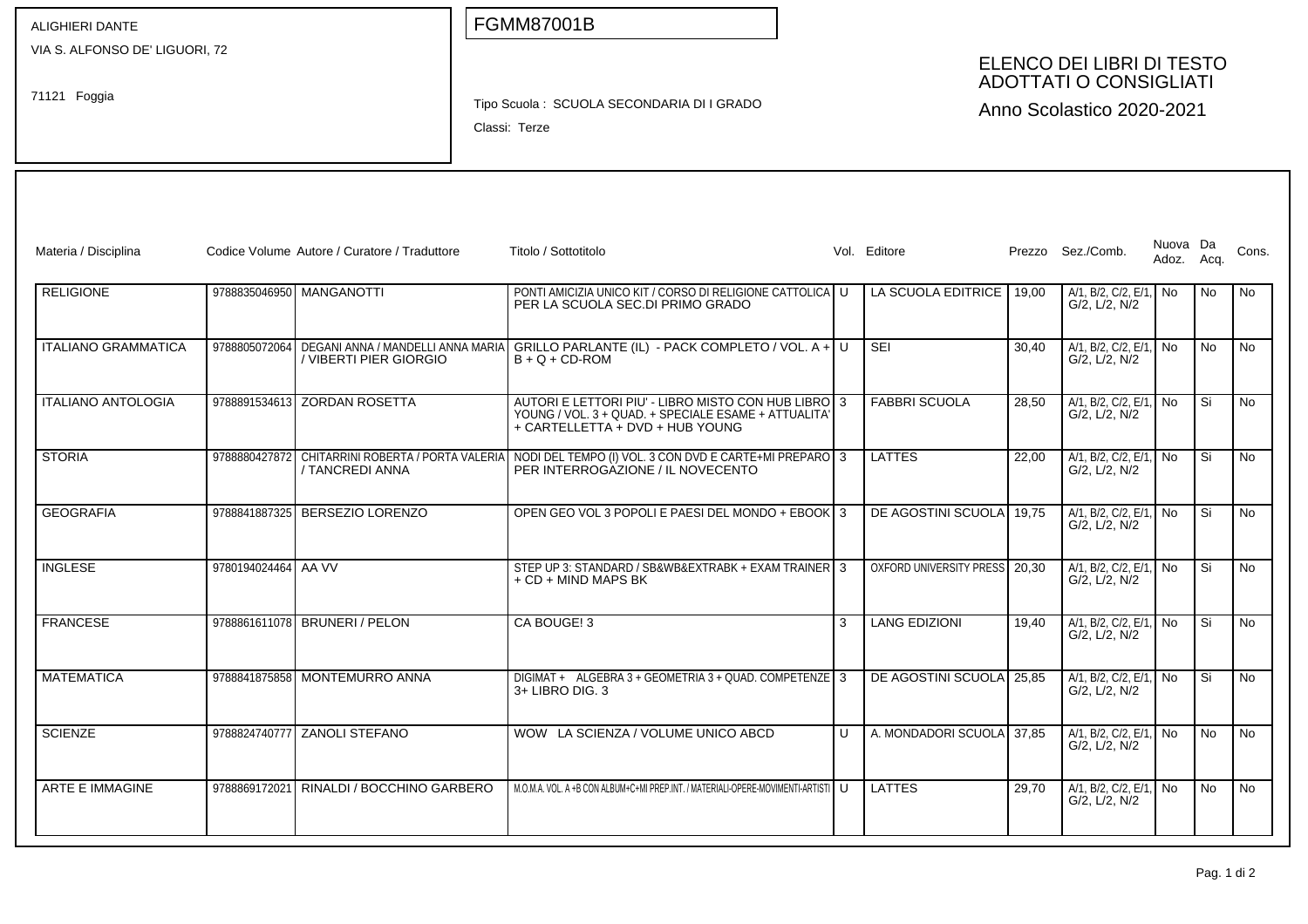ALIGHIERI DANTE
VIA S. ALFONSO DE' LIGUORI, 72

71121 Foggia

FGMM87001B

Tipo Scuola : SCUOLA SECONDARIA DI I GRADO
Classi: Terze

# ELENCO DEI LIBRI DI TESTO ADOTTATI O CONSIGLIATI

Anno Scolastico 2020-2021

| Materia / Disciplina | Codice Volume | Autore / Curatore / Traduttore | Titolo / Sottotitolo | Vol. | Editore | Prezzo | Sez./Comb. | Nuova Adoz. | Da Acq. | Cons. |
|---|---|---|---|---|---|---|---|---|---|---|
| RELIGIONE | 9788835046950 | MANGANOTTI | PONTI AMICIZIA UNICO KIT / CORSO DI RELIGIONE CATTOLICA PER LA SCUOLA SEC.DI PRIMO GRADO | U | LA SCUOLA EDITRICE | 19,00 | A/1, B/2, C/2, E/1, G/2, L/2, N/2 | No | No | No |
| ITALIANO GRAMMATICA | 9788805072064 | DEGANI ANNA / MANDELLI ANNA MARIA / VIBERTI PIER GIORGIO | GRILLO PARLANTE (IL) - PACK COMPLETO / VOL. A + B + Q + CD-ROM | U | SEI | 30,40 | A/1, B/2, C/2, E/1, G/2, L/2, N/2 | No | No | No |
| ITALIANO ANTOLOGIA | 9788891534613 | ZORDAN ROSETTA | AUTORI E LETTORI PIU' - LIBRO MISTO CON HUB LIBRO YOUNG / VOL. 3 + QUAD. + SPECIALE ESAME + ATTUALITA' + CARTELLETTA + DVD + HUB YOUNG | 3 | FABBRI SCUOLA | 28,50 | A/1, B/2, C/2, E/1, G/2, L/2, N/2 | No | Si | No |
| STORIA | 9788880427872 | CHITARRINI ROBERTA / PORTA VALERIA / TANCREDI ANNA | NODI DEL TEMPO (I) VOL. 3 CON DVD E CARTE+MI PREPARO PER INTERROGAZIONE / IL NOVECENTO | 3 | LATTES | 22,00 | A/1, B/2, C/2, E/1, G/2, L/2, N/2 | No | Si | No |
| GEOGRAFIA | 9788841887325 | BERSEZIO LORENZO | OPEN GEO VOL 3 POPOLI E PAESI DEL MONDO + EBOOK | 3 | DE AGOSTINI SCUOLA | 19,75 | A/1, B/2, C/2, E/1, G/2, L/2, N/2 | No | Si | No |
| INGLESE | 9780194024464 | AA VV | STEP UP 3: STANDARD / SB&WB&EXTRABK + EXAM TRAINER + CD + MIND MAPS BK | 3 | OXFORD UNIVERSITY PRESS | 20,30 | A/1, B/2, C/2, E/1, G/2, L/2, N/2 | No | Si | No |
| FRANCESE | 9788861611078 | BRUNERI / PELON | CA BOUGE! 3 | 3 | LANG EDIZIONI | 19,40 | A/1, B/2, C/2, E/1, G/2, L/2, N/2 | No | Si | No |
| MATEMATICA | 9788841875858 | MONTEMURRO ANNA | DIGIMAT + ALGEBRA 3 + GEOMETRIA 3 + QUAD. COMPETENZE 3+ LIBRO DIG. 3 | 3 | DE AGOSTINI SCUOLA | 25,85 | A/1, B/2, C/2, E/1, G/2, L/2, N/2 | No | Si | No |
| SCIENZE | 9788824740777 | ZANOLI STEFANO | WOW LA SCIENZA / VOLUME UNICO ABCD | U | A. MONDADORI SCUOLA | 37,85 | A/1, B/2, C/2, E/1, G/2, L/2, N/2 | No | No | No |
| ARTE E IMMAGINE | 9788869172021 | RINALDI / BOCCHINO GARBERO | M.O.M.A. VOL. A +B CON ALBUM+C+MI PREP.INT. / MATERIALI-OPERE-MOVIMENTI-ARTISTI | U | LATTES | 29,70 | A/1, B/2, C/2, E/1, G/2, L/2, N/2 | No | No | No |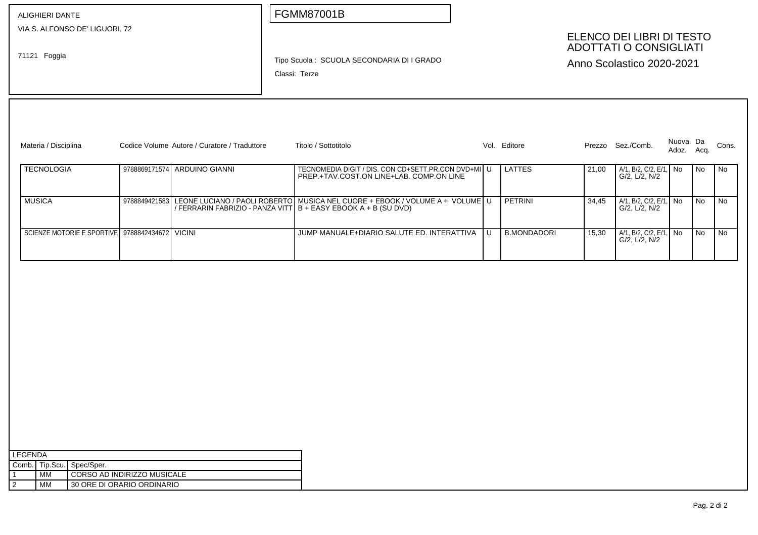ALIGHIERI DANTE

VIA S. ALFONSO DE' LIGUORI, 72

71121 Foggia

FGMM87001B

Tipo Scuola : SCUOLA SECONDARIA DI I GRADO

Classi: Terze

# ELENCO DEI LIBRI DI TESTO ADOTTATI O CONSIGLIATI

Anno Scolastico 2020-2021

| Materia / Disciplina | Codice Volume | Autore / Curatore / Traduttore | Titolo / Sottotitolo | Vol. | Editore | Prezzo | Sez./Comb. | Nuova Adoz. | Da Acq. | Cons. |
|---|---|---|---|---|---|---|---|---|---|---|
| TECNOLOGIA | 9788869171574 | ARDUINO GIANNI | TECNOMEDIA DIGIT / DIS. CON CD+SETT.PR.CON DVD+MI PREP.+TAV.COST.ON LINE+LAB. COMP.ON LINE | U | LATTES | 21,00 | A/1, B/2, C/2, E/1, G/2, L/2, N/2 | No | No | No |
| MUSICA | 9788849421583 | LEONE LUCIANO / PAOLI ROBERTO / FERRARIN FABRIZIO - PANZA VITT | MUSICA NEL CUORE + EBOOK / VOLUME A + VOLUME B + EASY EBOOK A + B (SU DVD) | U | PETRINI | 34,45 | A/1, B/2, C/2, E/1, G/2, L/2, N/2 | No | No | No |
| SCIENZE MOTORIE E SPORTIVE | 9788842434672 | VICINI | JUMP MANUALE+DIARIO SALUTE ED. INTERATTIVA | U | B.MONDADORI | 15,30 | A/1, B/2, C/2, E/1, G/2, L/2, N/2 | No | No | No |

| LEGENDA | | |
|---|---|---|
| Comb. | Tip.Scu. | Spec/Sper. |
| 1 | MM | CORSO AD INDIRIZZO MUSICALE |
| 2 | MM | 30 ORE DI ORARIO ORDINARIO |